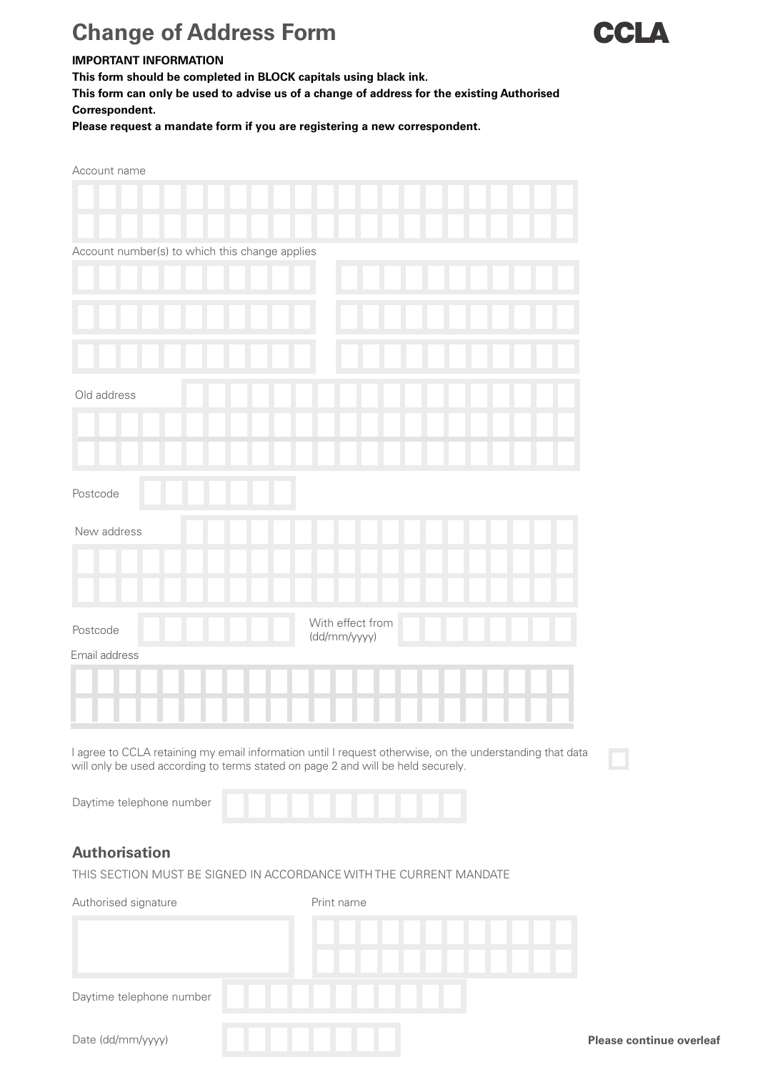# Change of Address Form

CCLA

**IMPORTANT INFORMATION**
**This form should be completed in BLOCK capitals using black ink.**
**This form can only be used to advise us of a change of address for the existing Authorised Correspondent.**
**Please request a mandate form if you are registering a new correspondent.**

Account name

Account number(s) to which this change applies

Old address

Postcode

New address

Postcode

With effect from (dd/mm/yyyy)

Email address

I agree to CCLA retaining my email information until I request otherwise, on the understanding that data will only be used according to terms stated on page 2 and will be held securely. ☐

Daytime telephone number

## Authorisation

THIS SECTION MUST BE SIGNED IN ACCORDANCE WITH THE CURRENT MANDATE

Authorised signature

Print name

Daytime telephone number

Date (dd/mm/yyyy)

**Please continue overleaf**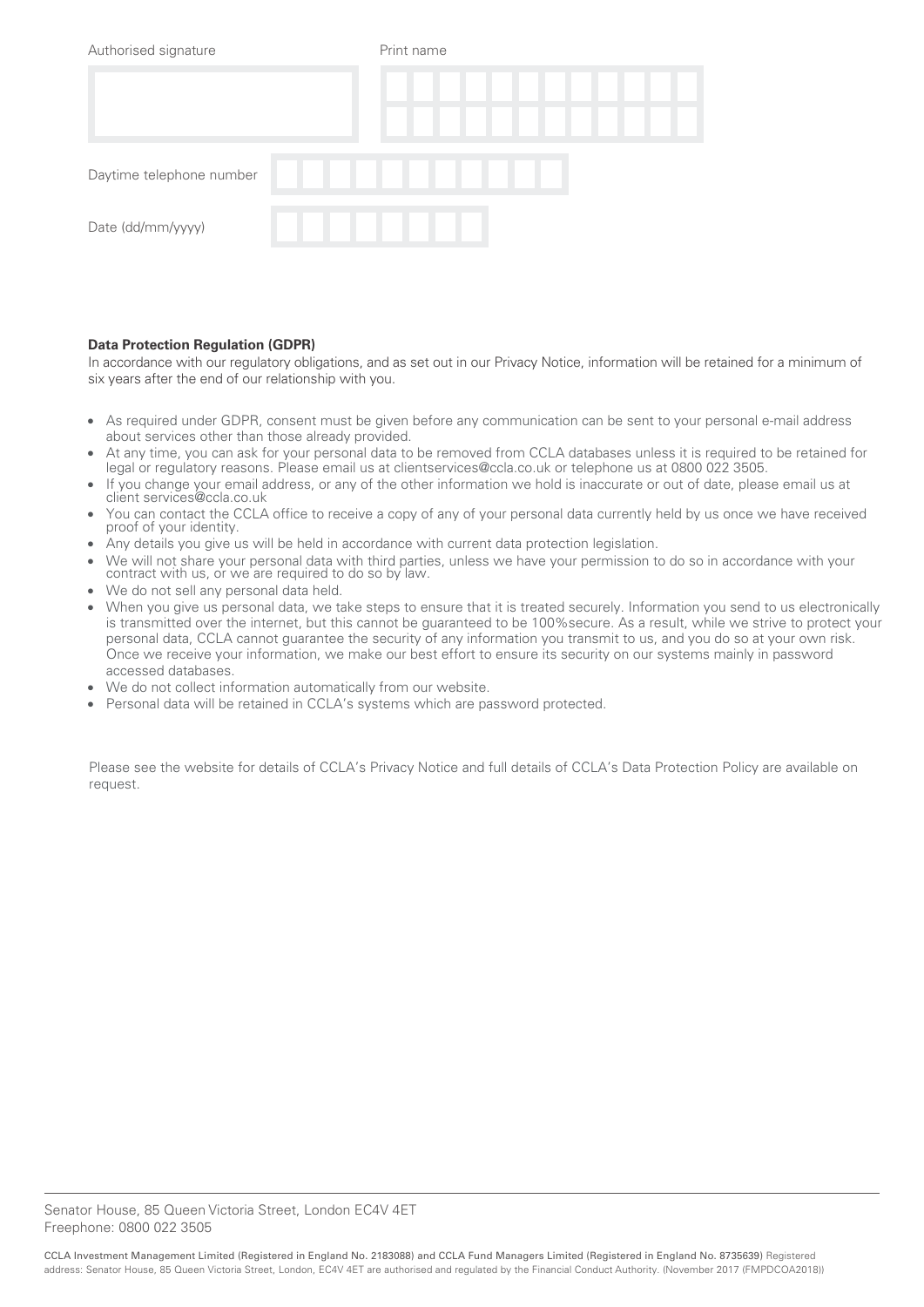Authorised signature

Print name

Daytime telephone number

Date (dd/mm/yyyy)

**Data Protection Regulation (GDPR)**

In accordance with our regulatory obligations, and as set out in our Privacy Notice, information will be retained for a minimum of six years after the end of our relationship with you.

- As required under GDPR, consent must be given before any communication can be sent to your personal e-mail address about services other than those already provided.
- At any time, you can ask for your personal data to be removed from CCLA databases unless it is required to be retained for legal or regulatory reasons. Please email us at clientservices@ccla.co.uk or telephone us at 0800 022 3505.
- If you change your email address, or any of the other information we hold is inaccurate or out of date, please email us at client services@ccla.co.uk
- You can contact the CCLA office to receive a copy of any of your personal data currently held by us once we have received proof of your identity.
- Any details you give us will be held in accordance with current data protection legislation.
- We will not share your personal data with third parties, unless we have your permission to do so in accordance with your contract with us, or we are required to do so by law.
- We do not sell any personal data held.
- When you give us personal data, we take steps to ensure that it is treated securely. Information you send to us electronically is transmitted over the internet, but this cannot be guaranteed to be 100%secure. As a result, while we strive to protect your personal data, CCLA cannot guarantee the security of any information you transmit to us, and you do so at your own risk. Once we receive your information, we make our best effort to ensure its security on our systems mainly in password accessed databases.
- We do not collect information automatically from our website.
- Personal data will be retained in CCLA's systems which are password protected.

Please see the website for details of CCLA's Privacy Notice and full details of CCLA's Data Protection Policy are available on request.

Senator House, 85 Queen Victoria Street, London EC4V 4ET
Freephone: 0800 022 3505

CCLA Investment Management Limited (Registered in England No. 2183088) and CCLA Fund Managers Limited (Registered in England No. 8735639) Registered address: Senator House, 85 Queen Victoria Street, London, EC4V 4ET are authorised and regulated by the Financial Conduct Authority. (November 2017 (FMPDCOA2018))